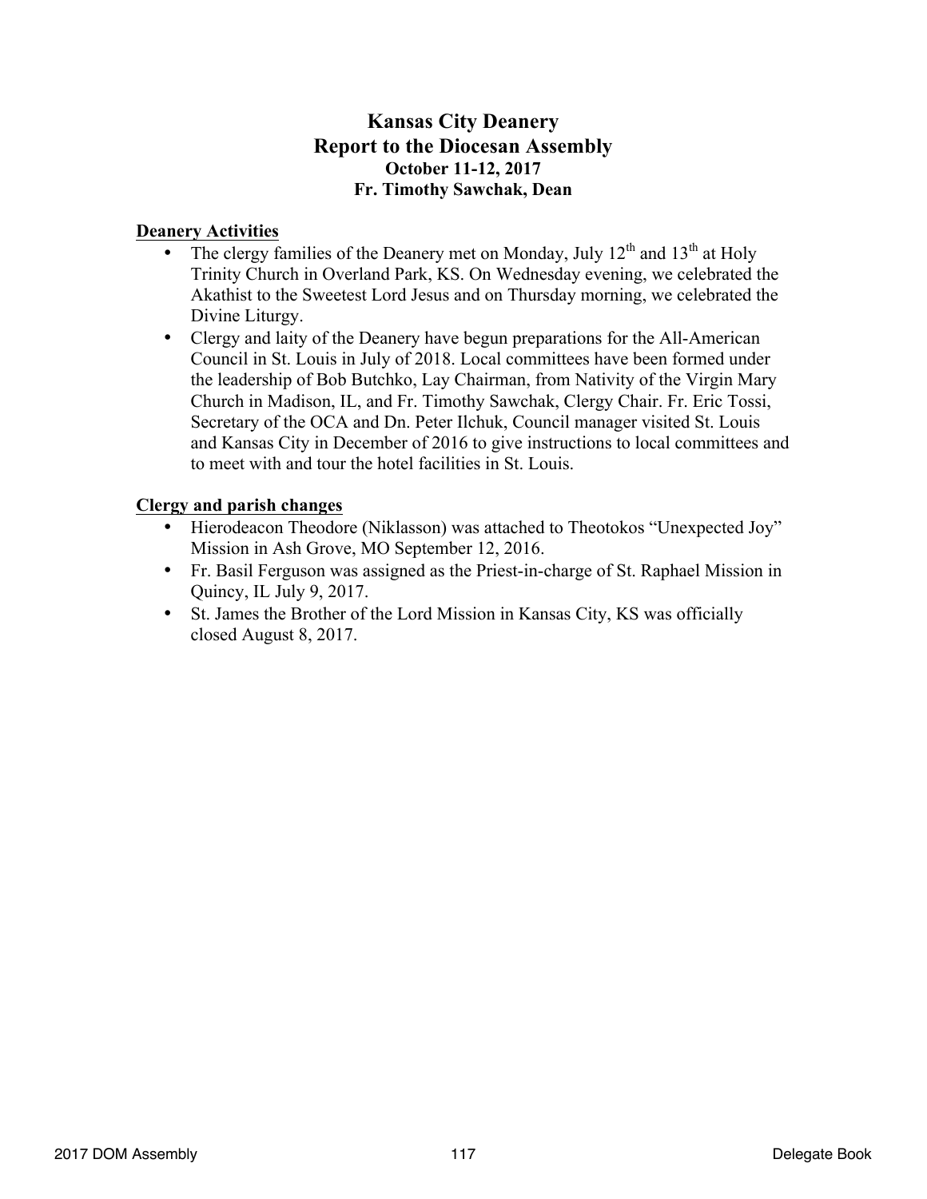# Kansas City Deanery
## Report to the Diocesan Assembly
### October 11-12, 2017
### Fr. Timothy Sawchak, Dean

**Deanery Activities**

- The clergy families of the Deanery met on Monday, July 12th and 13th at Holy Trinity Church in Overland Park, KS. On Wednesday evening, we celebrated the Akathist to the Sweetest Lord Jesus and on Thursday morning, we celebrated the Divine Liturgy.
- Clergy and laity of the Deanery have begun preparations for the All-American Council in St. Louis in July of 2018. Local committees have been formed under the leadership of Bob Butchko, Lay Chairman, from Nativity of the Virgin Mary Church in Madison, IL, and Fr. Timothy Sawchak, Clergy Chair. Fr. Eric Tossi, Secretary of the OCA and Dn. Peter Ilchuk, Council manager visited St. Louis and Kansas City in December of 2016 to give instructions to local committees and to meet with and tour the hotel facilities in St. Louis.

**Clergy and parish changes**

- Hierodeacon Theodore (Niklasson) was attached to Theotokos "Unexpected Joy" Mission in Ash Grove, MO September 12, 2016.
- Fr. Basil Ferguson was assigned as the Priest-in-charge of St. Raphael Mission in Quincy, IL July 9, 2017.
- St. James the Brother of the Lord Mission in Kansas City, KS was officially closed August 8, 2017.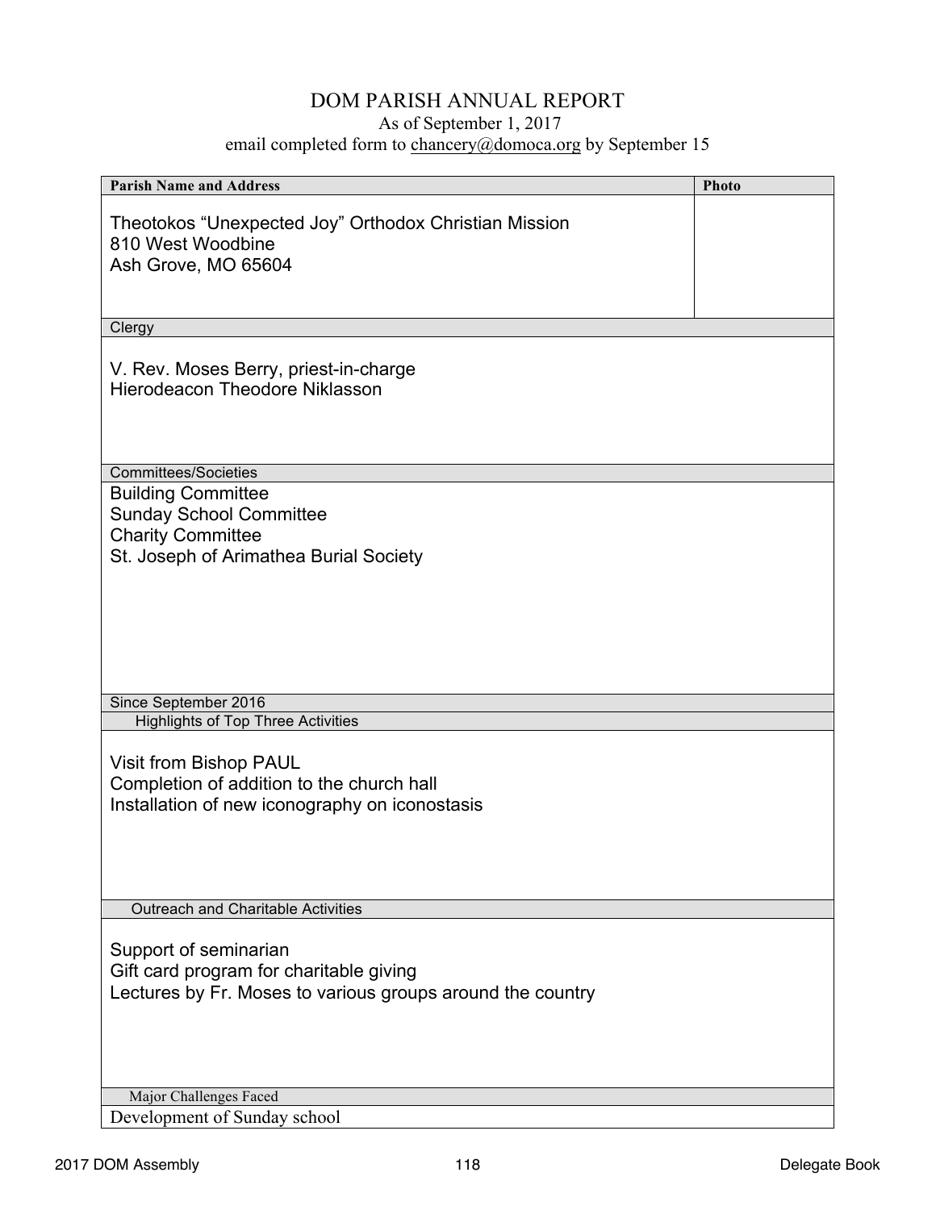# DOM PARISH ANNUAL REPORT

As of September 1, 2017

email completed form to chancery@domoca.org by September 15

| Parish Name and Address | Photo |
|---|---|
| Theotokos “Unexpected Joy” Orthodox Christian Mission<br>810 West Woodbine<br>Ash Grove, MO 65604 | |

**Clergy**

V. Rev. Moses Berry, priest-in-charge
Hierodeacon Theodore Niklasson

**Committees/Societies**

Building Committee
Sunday School Committee
Charity Committee
St. Joseph of Arimathea Burial Society

**Since September 2016**

**Highlights of Top Three Activities**

Visit from Bishop PAUL
Completion of addition to the church hall
Installation of new iconography on iconostasis

**Outreach and Charitable Activities**

Support of seminarian
Gift card program for charitable giving
Lectures by Fr. Moses to various groups around the country

**Major Challenges Faced**

Development of Sunday school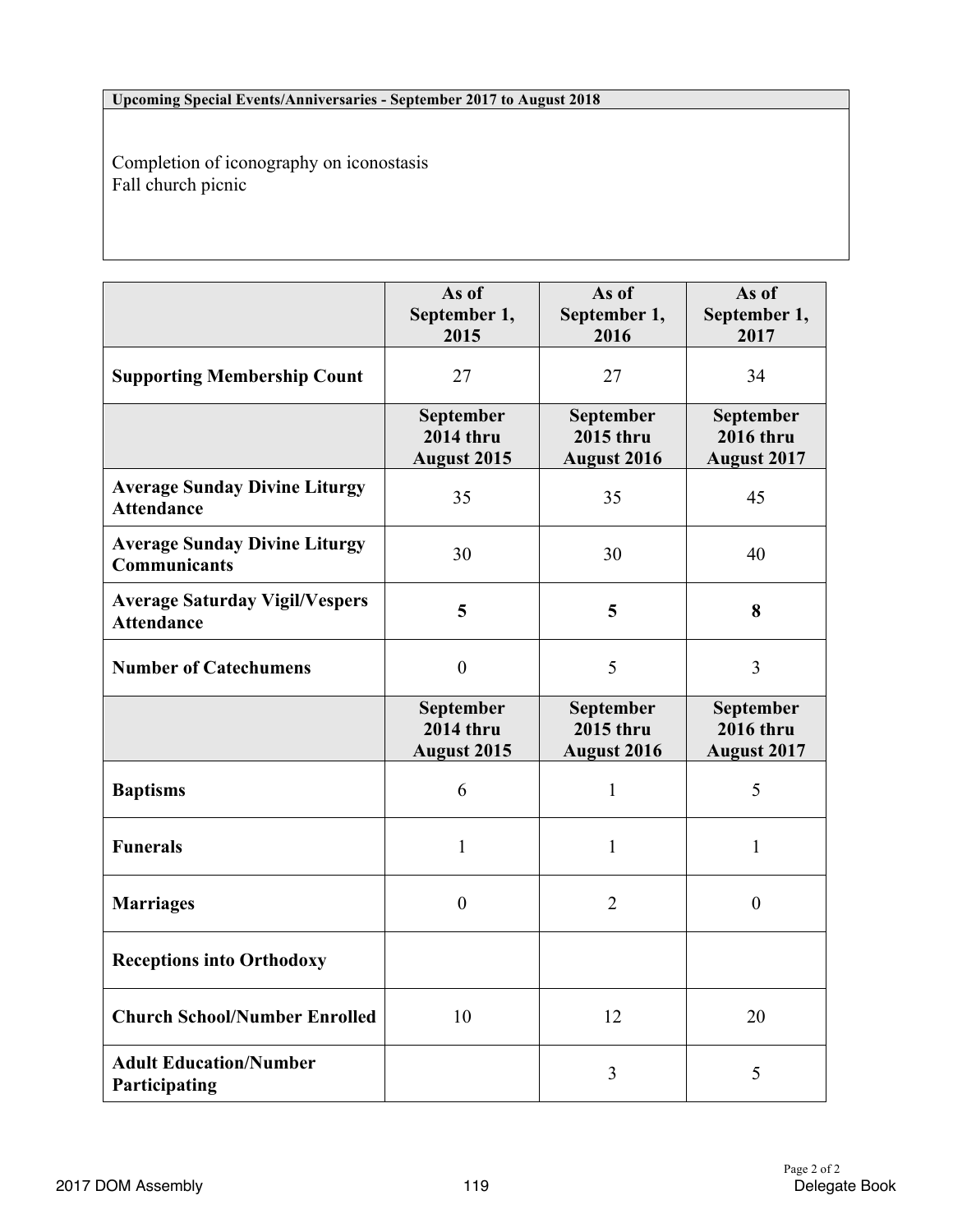**Upcoming Special Events/Anniversaries - September 2017 to August 2018**

Completion of iconography on iconostasis
Fall church picnic

| | As of September 1, 2015 | As of September 1, 2016 | As of September 1, 2017 |
|---|---|---|---|
| **Supporting Membership Count** | 27 | 27 | 34 |
| | **September 2014 thru August 2015** | **September 2015 thru August 2016** | **September 2016 thru August 2017** |
| **Average Sunday Divine Liturgy Attendance** | 35 | 35 | 45 |
| **Average Sunday Divine Liturgy Communicants** | 30 | 30 | 40 |
| **Average Saturday Vigil/Vespers Attendance** | **5** | **5** | **8** |
| **Number of Catechumens** | 0 | 5 | 3 |
| | **September 2014 thru August 2015** | **September 2015 thru August 2016** | **September 2016 thru August 2017** |
| **Baptisms** | 6 | 1 | 5 |
| **Funerals** | 1 | 1 | 1 |
| **Marriages** | 0 | 2 | 0 |
| **Receptions into Orthodoxy** | | | |
| **Church School/Number Enrolled** | 10 | 12 | 20 |
| **Adult Education/Number Participating** | | 3 | 5 |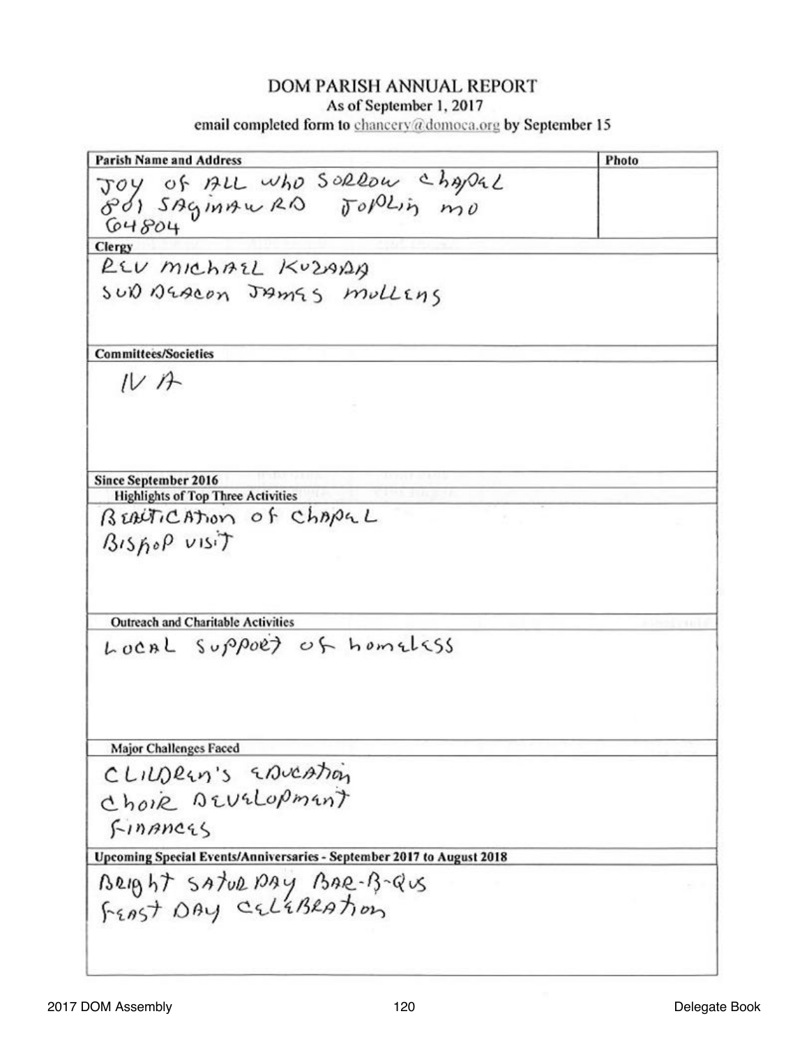# DOM PARISH ANNUAL REPORT

As of September 1, 2017

email completed form to chancery@domoca.org by September 15

| Parish Name and Address | Photo |
|---|---|
| JOY OF ALL WHO SORROW CHAPEL<br>801 SAGINAW RD JOPLIN MO<br>64804 | |

**Clergy**

REV MICHAEL KUZARA
SUB DEACON JAMES MULLENS

**Committees/Societies**

N A

**Since September 2016**

**Highlights of Top Three Activities**

BEATICATION OF CHAPEL
BISHOP VISIT

**Outreach and Charitable Activities**

LOCAL SUPPORT OF HOMELESS

**Major Challenges Faced**

CHILDREN'S EDUCATION
CHOIR DEVELOPMENT
FINANCES

**Upcoming Special Events/Anniversaries - September 2017 to August 2018**

BRIGHT SATURDAY BAR-B-QUS
FEAST DAY CELEBRATION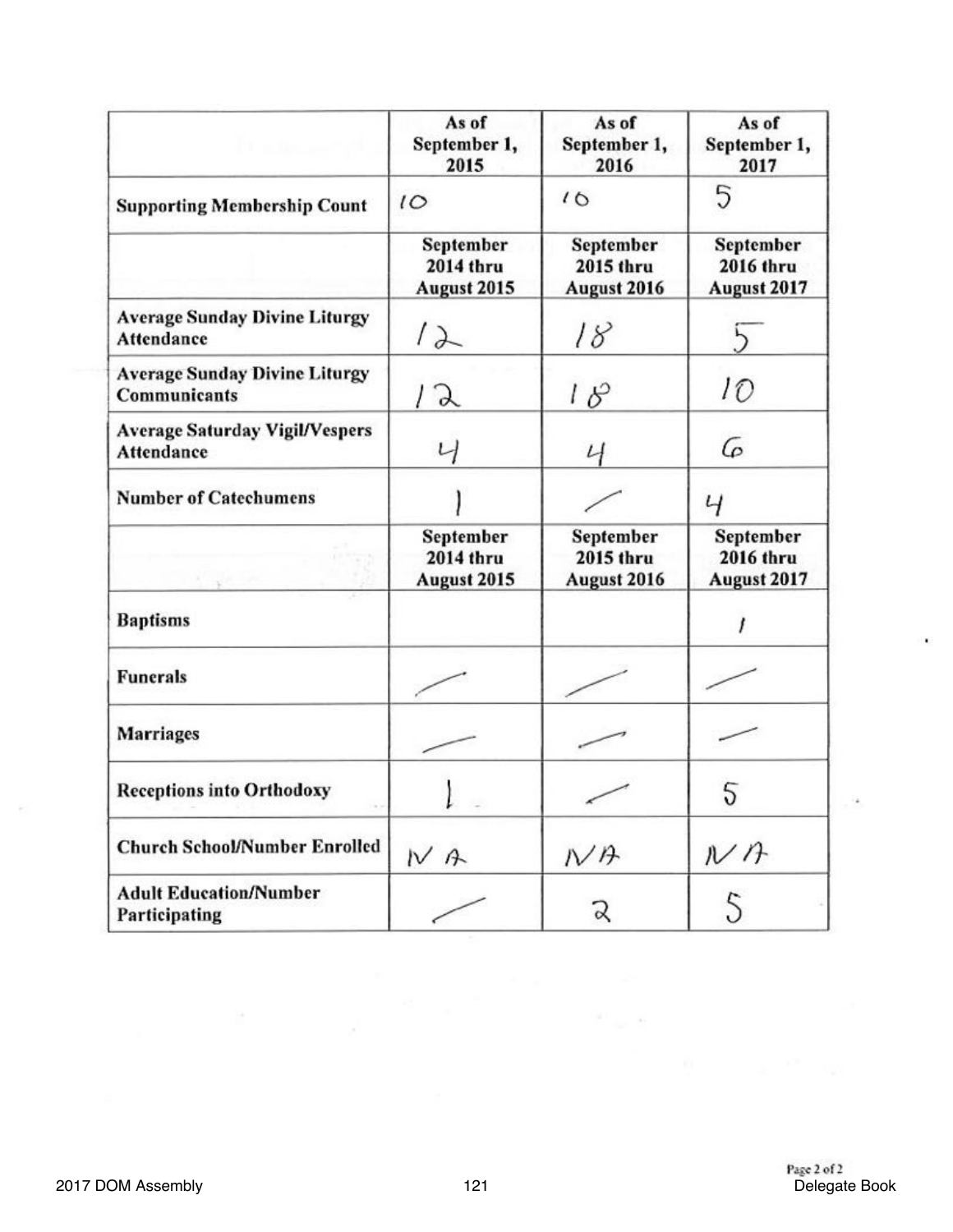| | As of September 1, 2015 | As of September 1, 2016 | As of September 1, 2017 |
|---|---|---|---|
| **Supporting Membership Count** | 10 | 10 | 5 |
| | **September 2014 thru August 2015** | **September 2015 thru August 2016** | **September 2016 thru August 2017** |
| **Average Sunday Divine Liturgy Attendance** | 12 | 18 | 5 |
| **Average Sunday Divine Liturgy Communicants** | 12 | 18 | 10 |
| **Average Saturday Vigil/Vespers Attendance** | 4 | 4 | 6 |
| **Number of Catechumens** | 1 | — | 4 |
| | **September 2014 thru August 2015** | **September 2015 thru August 2016** | **September 2016 thru August 2017** |
| **Baptisms** | | | 1 |
| **Funerals** | — | — | — |
| **Marriages** | — | — | — |
| **Receptions into Orthodoxy** | 1 | — | 5 |
| **Church School/Number Enrolled** | NA | NA | NA |
| **Adult Education/Number Participating** | — | 2 | 5 |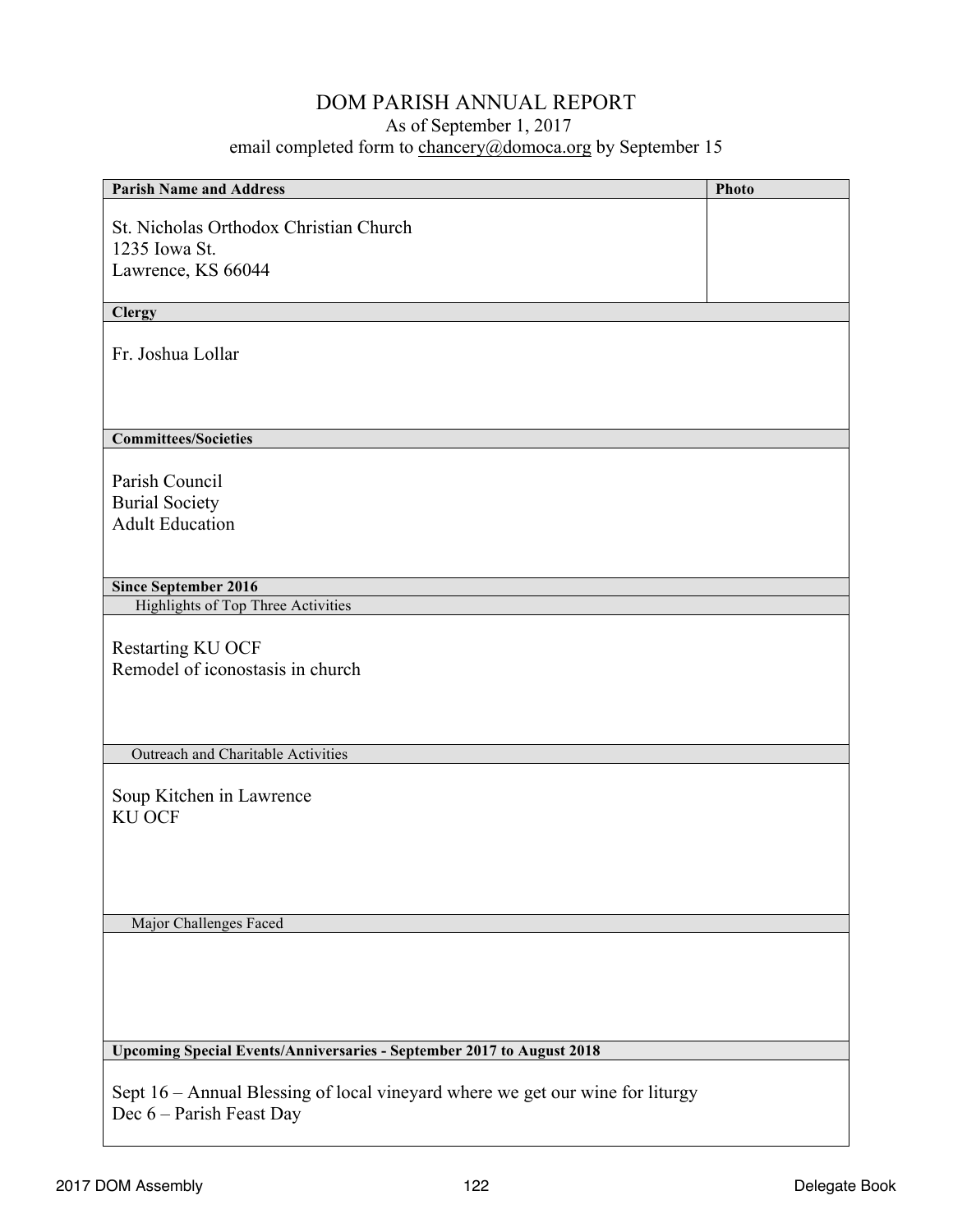# DOM PARISH ANNUAL REPORT

As of September 1, 2017

email completed form to chancery@domoca.org by September 15

**Parish Name and Address**

St. Nicholas Orthodox Christian Church
1235 Iowa St.
Lawrence, KS 66044

**Photo**

**Clergy**

Fr. Joshua Lollar

**Committees/Societies**

Parish Council
Burial Society
Adult Education

**Since September 2016**

Highlights of Top Three Activities

Restarting KU OCF
Remodel of iconostasis in church

Outreach and Charitable Activities

Soup Kitchen in Lawrence
KU OCF

Major Challenges Faced

**Upcoming Special Events/Anniversaries - September 2017 to August 2018**

Sept 16 – Annual Blessing of local vineyard where we get our wine for liturgy
Dec 6 – Parish Feast Day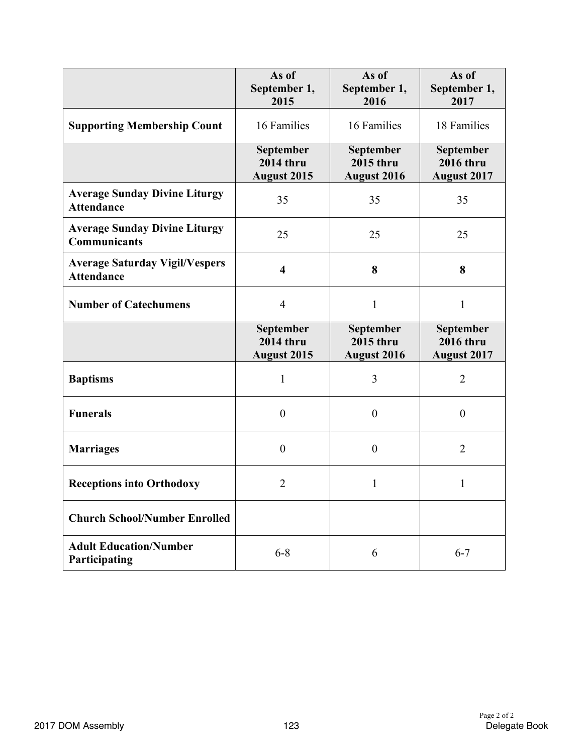| | As of September 1, 2015 | As of September 1, 2016 | As of September 1, 2017 |
|---|---|---|---|
| **Supporting Membership Count** | 16 Families | 16 Families | 18 Families |
| | **September 2014 thru August 2015** | **September 2015 thru August 2016** | **September 2016 thru August 2017** |
| **Average Sunday Divine Liturgy Attendance** | 35 | 35 | 35 |
| **Average Sunday Divine Liturgy Communicants** | 25 | 25 | 25 |
| **Average Saturday Vigil/Vespers Attendance** | **4** | **8** | **8** |
| **Number of Catechumens** | 4 | 1 | 1 |
| | **September 2014 thru August 2015** | **September 2015 thru August 2016** | **September 2016 thru August 2017** |
| **Baptisms** | 1 | 3 | 2 |
| **Funerals** | 0 | 0 | 0 |
| **Marriages** | 0 | 0 | 2 |
| **Receptions into Orthodoxy** | 2 | 1 | 1 |
| **Church School/Number Enrolled** | | | |
| **Adult Education/Number Participating** | 6-8 | 6 | 6-7 |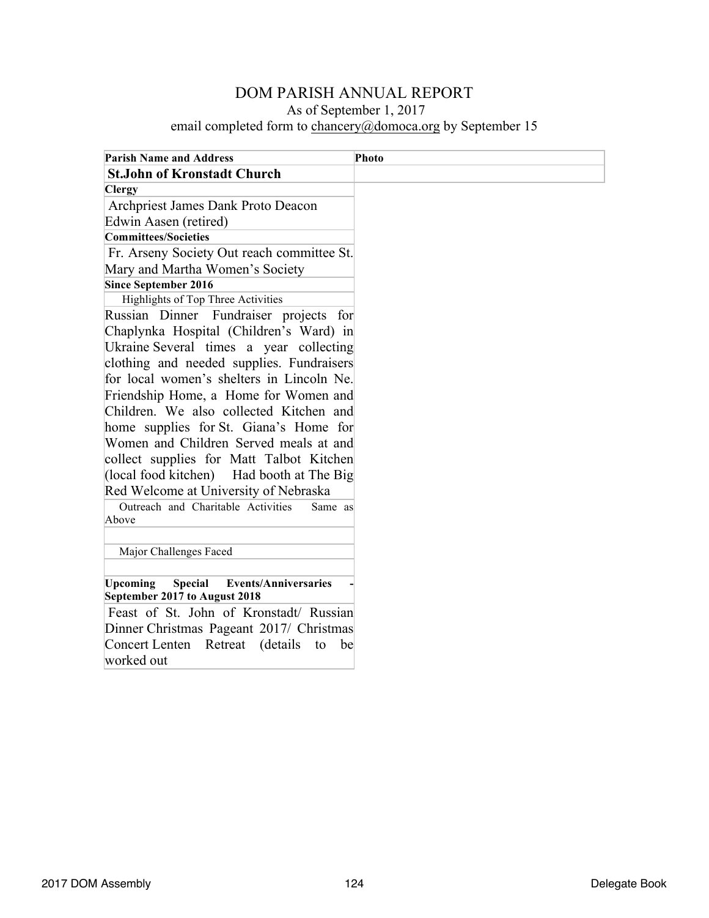# DOM PARISH ANNUAL REPORT

As of September 1, 2017

email completed form to chancery@domoca.org by September 15

| **Parish Name and Address** | **Photo** |
|---|---|
| **St.John of Kronstadt Church** | |
| **Clergy** | |
| Archpriest James Dank Proto Deacon Edwin Aasen (retired) | |
| **Committees/Societies** | |
| Fr. Arseny Society Out reach committee St. Mary and Martha Women's Society | |
| **Since September 2016** | |
| Highlights of Top Three Activities | |
| Russian Dinner Fundraiser projects for Chaplynka Hospital (Children's Ward) in Ukraine Several times a year collecting clothing and needed supplies. Fundraisers for local women's shelters in Lincoln Ne. Friendship Home, a Home for Women and Children. We also collected Kitchen and home supplies for St. Giana's Home for Women and Children Served meals at and collect supplies for Matt Talbot Kitchen (local food kitchen) Had booth at The Big Red Welcome at University of Nebraska | |
| Outreach and Charitable Activities Same as Above | |
| | |
| Major Challenges Faced | |
| | |
| **Upcoming Special Events/Anniversaries - September 2017 to August 2018** | |
| Feast of St. John of Kronstadt/ Russian Dinner Christmas Pageant 2017/ Christmas Concert Lenten Retreat (details to be worked out | |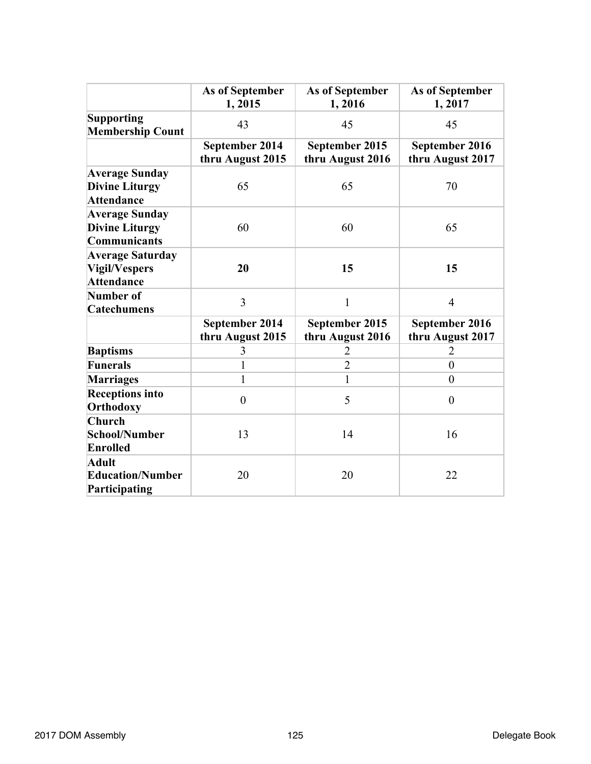| | As of September 1, 2015 | As of September 1, 2016 | As of September 1, 2017 |
|---|---|---|---|
| **Supporting Membership Count** | 43 | 45 | 45 |
| | **September 2014 thru August 2015** | **September 2015 thru August 2016** | **September 2016 thru August 2017** |
| **Average Sunday Divine Liturgy Attendance** | 65 | 65 | 70 |
| **Average Sunday Divine Liturgy Communicants** | 60 | 60 | 65 |
| **Average Saturday Vigil/Vespers Attendance** | **20** | **15** | **15** |
| **Number of Catechumens** | 3 | 1 | 4 |
| | **September 2014 thru August 2015** | **September 2015 thru August 2016** | **September 2016 thru August 2017** |
| **Baptisms** | 3 | 2 | 2 |
| **Funerals** | 1 | 2 | 0 |
| **Marriages** | 1 | 1 | 0 |
| **Receptions into Orthodoxy** | 0 | 5 | 0 |
| **Church School/Number Enrolled** | 13 | 14 | 16 |
| **Adult Education/Number Participating** | 20 | 20 | 22 |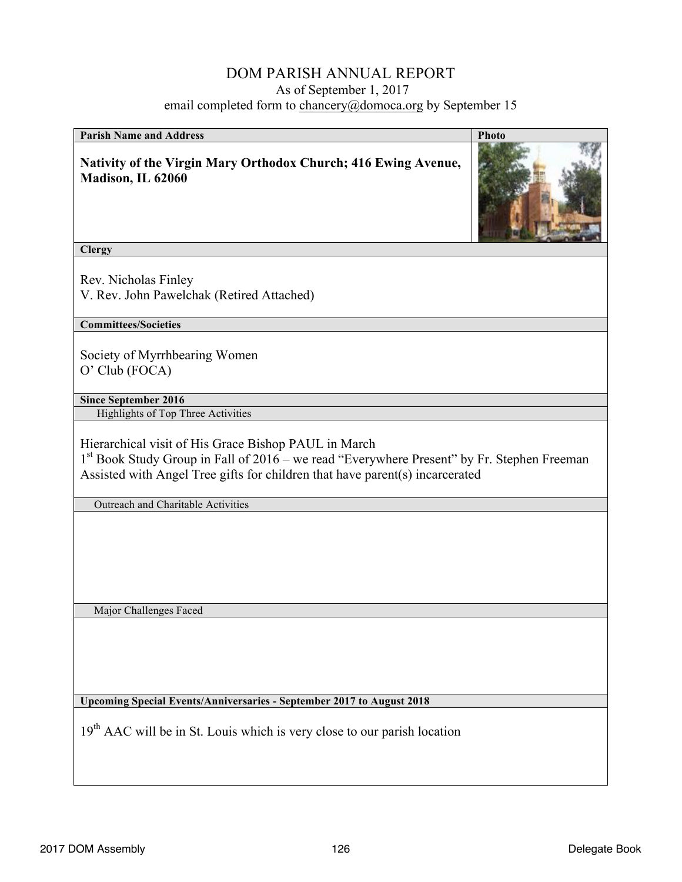# DOM PARISH ANNUAL REPORT

As of September 1, 2017

email completed form to chancery@domoca.org by September 15

**Parish Name and Address**

**Nativity of the Virgin Mary Orthodox Church; 416 Ewing Avenue, Madison, IL 62060**

**Clergy**

Rev. Nicholas Finley
V. Rev. John Pawelchak (Retired Attached)

**Committees/Societies**

Society of Myrrhbearing Women
O' Club (FOCA)

**Since September 2016**

Highlights of Top Three Activities

Hierarchical visit of His Grace Bishop PAUL in March
1st Book Study Group in Fall of 2016 – we read "Everywhere Present" by Fr. Stephen Freeman
Assisted with Angel Tree gifts for children that have parent(s) incarcerated

Outreach and Charitable Activities

Major Challenges Faced

**Upcoming Special Events/Anniversaries - September 2017 to August 2018**

19th AAC will be in St. Louis which is very close to our parish location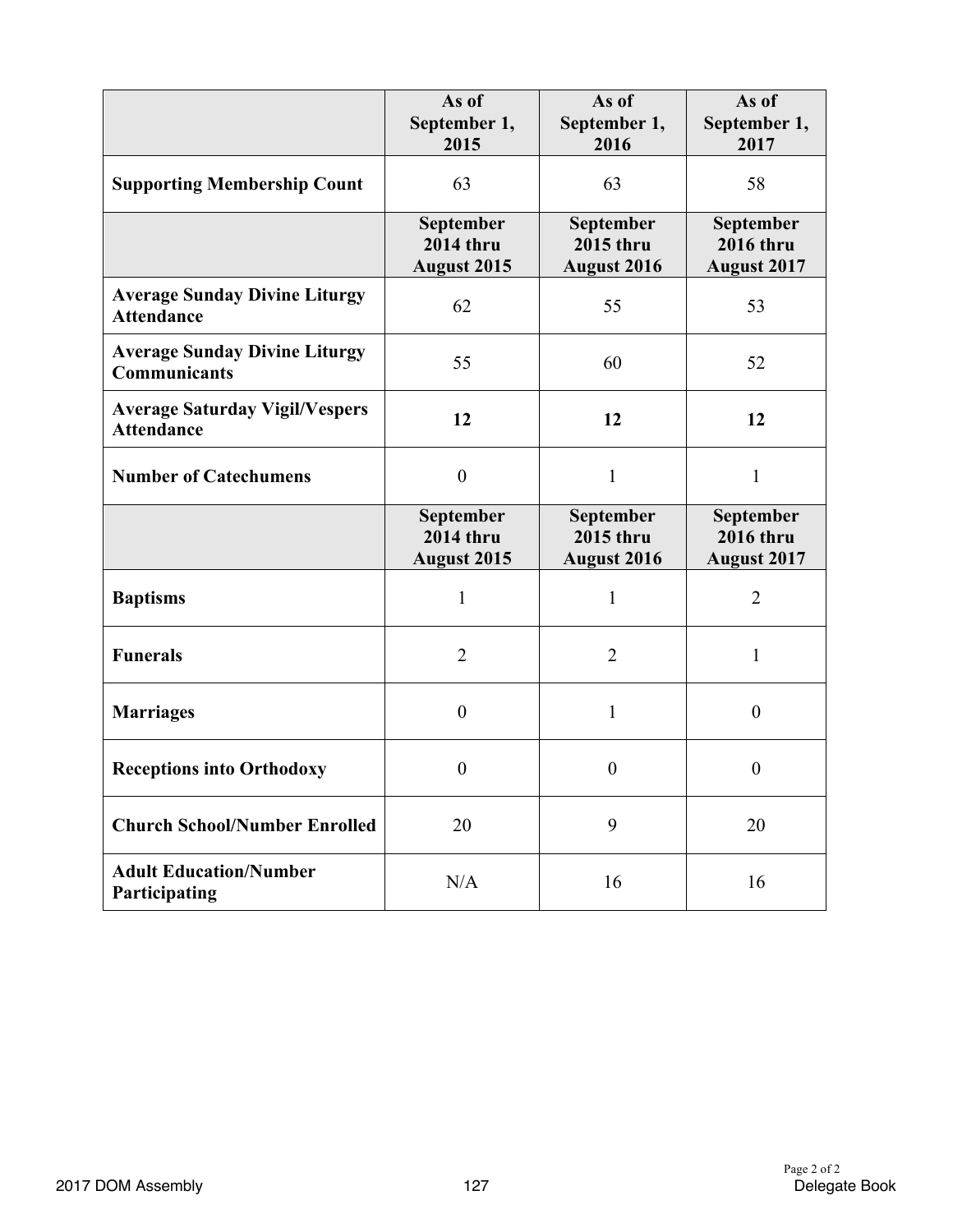| | As of September 1, 2015 | As of September 1, 2016 | As of September 1, 2017 |
|---|---|---|---|
| **Supporting Membership Count** | 63 | 63 | 58 |
| | **September 2014 thru August 2015** | **September 2015 thru August 2016** | **September 2016 thru August 2017** |
| **Average Sunday Divine Liturgy Attendance** | 62 | 55 | 53 |
| **Average Sunday Divine Liturgy Communicants** | 55 | 60 | 52 |
| **Average Saturday Vigil/Vespers Attendance** | **12** | **12** | **12** |
| **Number of Catechumens** | 0 | 1 | 1 |
| | **September 2014 thru August 2015** | **September 2015 thru August 2016** | **September 2016 thru August 2017** |
| **Baptisms** | 1 | 1 | 2 |
| **Funerals** | 2 | 2 | 1 |
| **Marriages** | 0 | 1 | 0 |
| **Receptions into Orthodoxy** | 0 | 0 | 0 |
| **Church School/Number Enrolled** | 20 | 9 | 20 |
| **Adult Education/Number Participating** | N/A | 16 | 16 |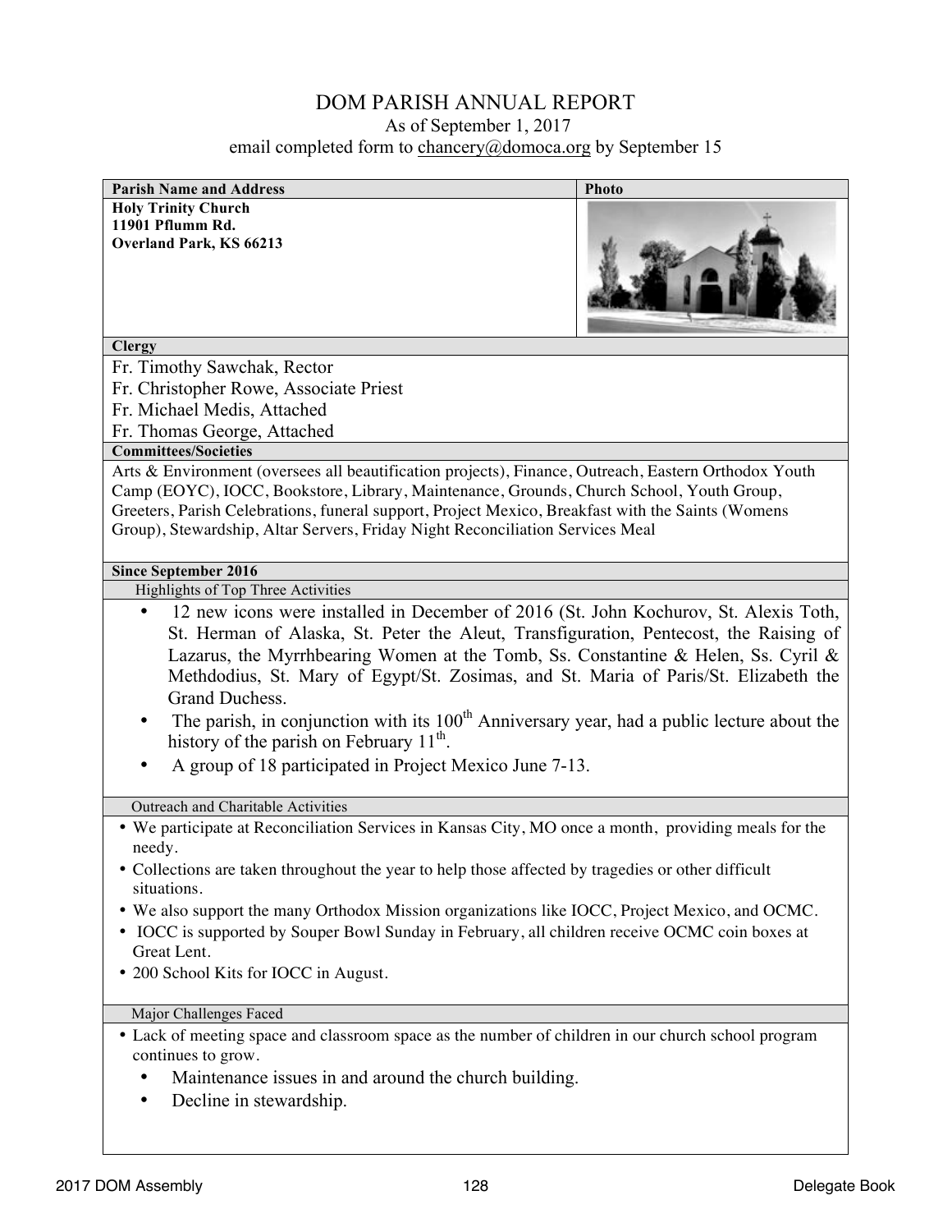# DOM PARISH ANNUAL REPORT

As of September 1, 2017

email completed form to chancery@domoca.org by September 15

| Parish Name and Address | Photo |
|---|---|
| **Holy Trinity Church**<br>**11901 Pflumm Rd.**<br>**Overland Park, KS 66213** | |

**Clergy**

Fr. Timothy Sawchak, Rector
Fr. Christopher Rowe, Associate Priest
Fr. Michael Medis, Attached
Fr. Thomas George, Attached

**Committees/Societies**

Arts & Environment (oversees all beautification projects), Finance, Outreach, Eastern Orthodox Youth Camp (EOYC), IOCC, Bookstore, Library, Maintenance, Grounds, Church School, Youth Group, Greeters, Parish Celebrations, funeral support, Project Mexico, Breakfast with the Saints (Womens Group), Stewardship, Altar Servers, Friday Night Reconciliation Services Meal

**Since September 2016**

Highlights of Top Three Activities

- 12 new icons were installed in December of 2016 (St. John Kochurov, St. Alexis Toth, St. Herman of Alaska, St. Peter the Aleut, Transfiguration, Pentecost, the Raising of Lazarus, the Myrrhbearing Women at the Tomb, Ss. Constantine & Helen, Ss. Cyril & Methdodius, St. Mary of Egypt/St. Zosimas, and St. Maria of Paris/St. Elizabeth the Grand Duchess.
- The parish, in conjunction with its 100th Anniversary year, had a public lecture about the history of the parish on February 11th.
- A group of 18 participated in Project Mexico June 7-13.

Outreach and Charitable Activities

- We participate at Reconciliation Services in Kansas City, MO once a month, providing meals for the needy.
- Collections are taken throughout the year to help those affected by tragedies or other difficult situations.
- We also support the many Orthodox Mission organizations like IOCC, Project Mexico, and OCMC.
- IOCC is supported by Souper Bowl Sunday in February, all children receive OCMC coin boxes at Great Lent.
- 200 School Kits for IOCC in August.

Major Challenges Faced

- Lack of meeting space and classroom space as the number of children in our church school program continues to grow.
- Maintenance issues in and around the church building.
- Decline in stewardship.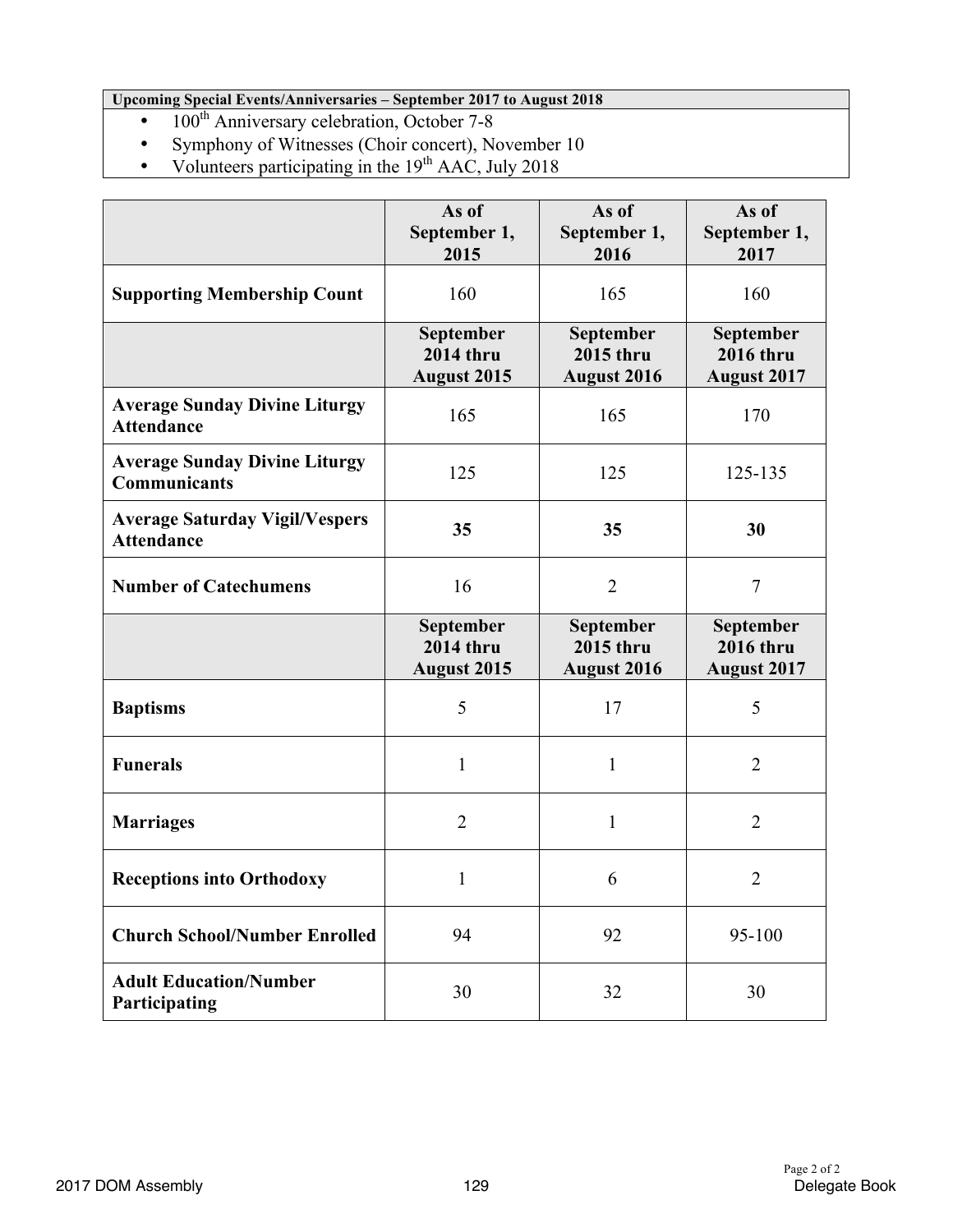| Upcoming Special Events/Anniversaries – September 2017 to August 2018 |
| --- |
| • 100th Anniversary celebration, October 7-8<br>• Symphony of Witnesses (Choir concert), November 10<br>• Volunteers participating in the 19th AAC, July 2018 |

| | As of September 1, 2015 | As of September 1, 2016 | As of September 1, 2017 |
| --- | --- | --- | --- |
| **Supporting Membership Count** | 160 | 165 | 160 |
| | **September 2014 thru August 2015** | **September 2015 thru August 2016** | **September 2016 thru August 2017** |
| **Average Sunday Divine Liturgy Attendance** | 165 | 165 | 170 |
| **Average Sunday Divine Liturgy Communicants** | 125 | 125 | 125-135 |
| **Average Saturday Vigil/Vespers Attendance** | **35** | **35** | **30** |
| **Number of Catechumens** | 16 | 2 | 7 |
| | **September 2014 thru August 2015** | **September 2015 thru August 2016** | **September 2016 thru August 2017** |
| **Baptisms** | 5 | 17 | 5 |
| **Funerals** | 1 | 1 | 2 |
| **Marriages** | 2 | 1 | 2 |
| **Receptions into Orthodoxy** | 1 | 6 | 2 |
| **Church School/Number Enrolled** | 94 | 92 | 95-100 |
| **Adult Education/Number Participating** | 30 | 32 | 30 |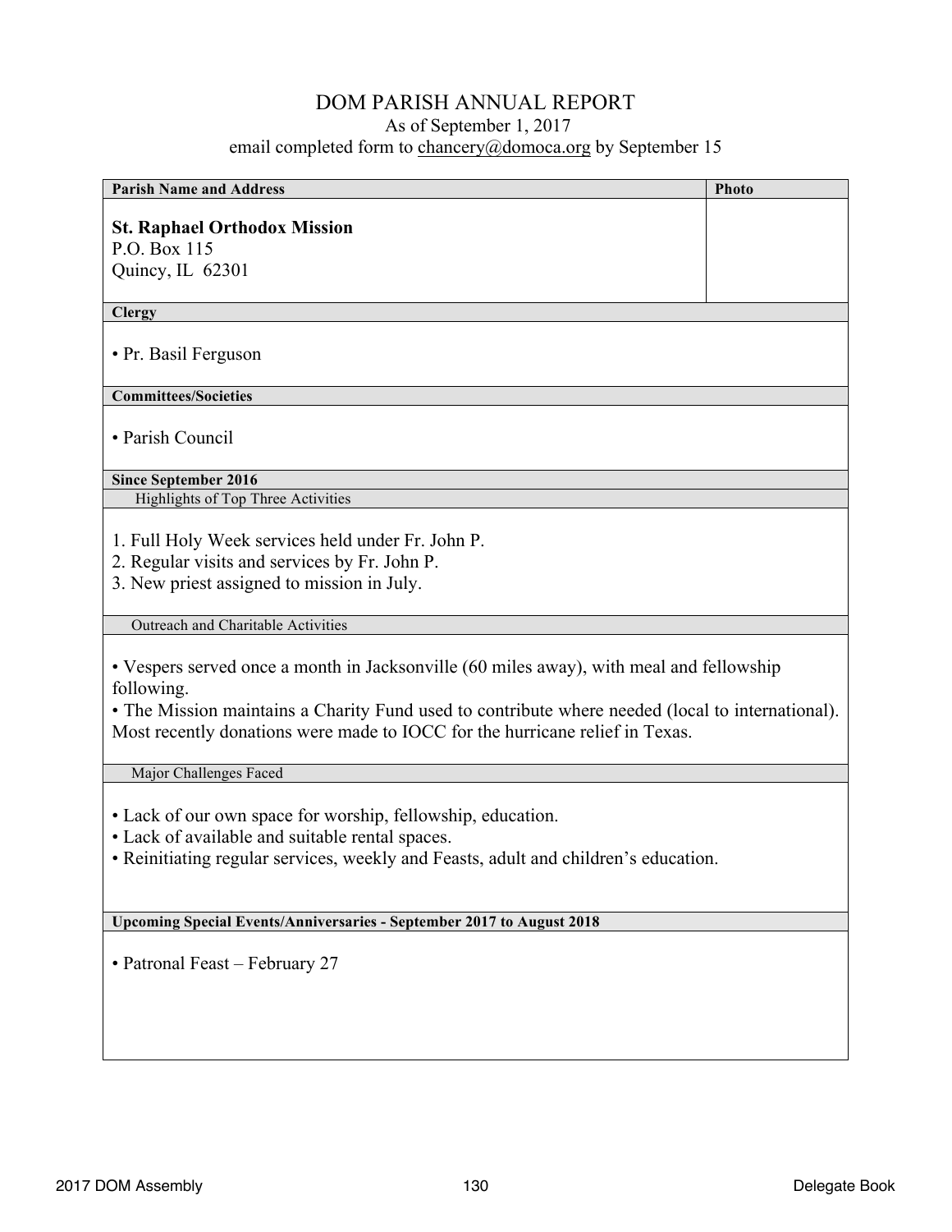# DOM PARISH ANNUAL REPORT

As of September 1, 2017

email completed form to chancery@domoca.org by September 15

| Parish Name and Address | Photo |
|---|---|
| **St. Raphael Orthodox Mission**<br>P.O. Box 115<br>Quincy, IL 62301 | |

**Clergy**

- Pr. Basil Ferguson

**Committees/Societies**

- Parish Council

**Since September 2016**

Highlights of Top Three Activities

1. Full Holy Week services held under Fr. John P.
2. Regular visits and services by Fr. John P.
3. New priest assigned to mission in July.

Outreach and Charitable Activities

- Vespers served once a month in Jacksonville (60 miles away), with meal and fellowship following.
- The Mission maintains a Charity Fund used to contribute where needed (local to international). Most recently donations were made to IOCC for the hurricane relief in Texas.

Major Challenges Faced

- Lack of our own space for worship, fellowship, education.
- Lack of available and suitable rental spaces.
- Reinitiating regular services, weekly and Feasts, adult and children's education.

**Upcoming Special Events/Anniversaries - September 2017 to August 2018**

- Patronal Feast – February 27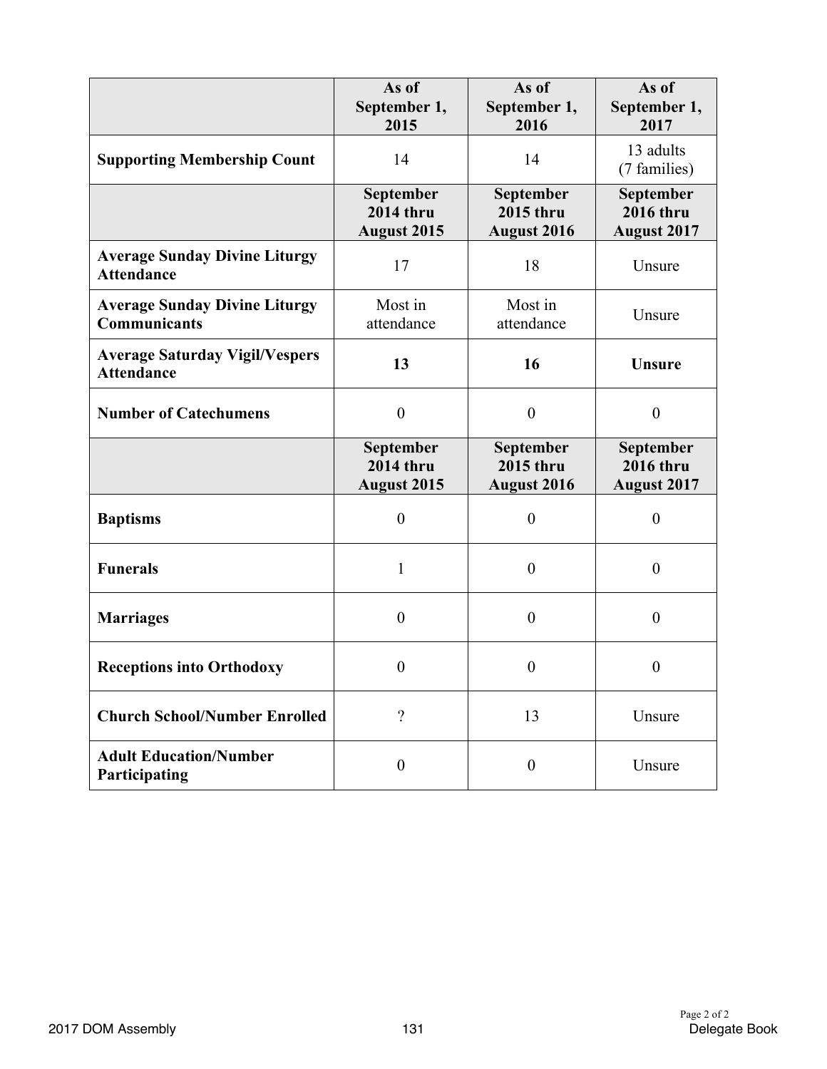| | As of September 1, 2015 | As of September 1, 2016 | As of September 1, 2017 |
|---|---|---|---|
| **Supporting Membership Count** | 14 | 14 | 13 adults (7 families) |
| | **September 2014 thru August 2015** | **September 2015 thru August 2016** | **September 2016 thru August 2017** |
| **Average Sunday Divine Liturgy Attendance** | 17 | 18 | Unsure |
| **Average Sunday Divine Liturgy Communicants** | Most in attendance | Most in attendance | Unsure |
| **Average Saturday Vigil/Vespers Attendance** | **13** | **16** | **Unsure** |
| **Number of Catechumens** | 0 | 0 | 0 |
| | **September 2014 thru August 2015** | **September 2015 thru August 2016** | **September 2016 thru August 2017** |
| **Baptisms** | 0 | 0 | 0 |
| **Funerals** | 1 | 0 | 0 |
| **Marriages** | 0 | 0 | 0 |
| **Receptions into Orthodoxy** | 0 | 0 | 0 |
| **Church School/Number Enrolled** | ? | 13 | Unsure |
| **Adult Education/Number Participating** | 0 | 0 | Unsure |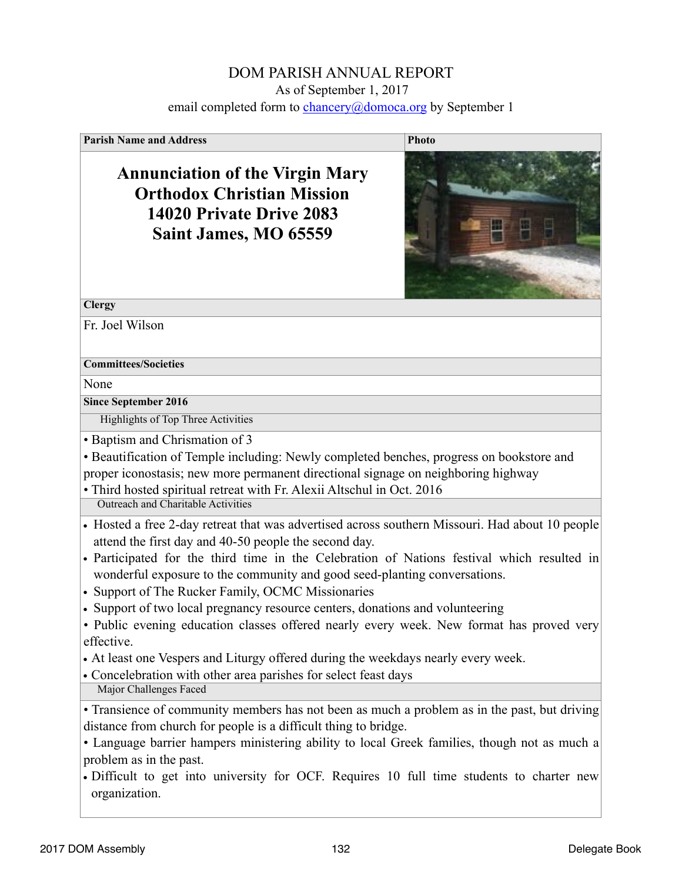# DOM PARISH ANNUAL REPORT

As of September 1, 2017

email completed form to chancery@domoca.org by September 1

**Parish Name and Address**

**Annunciation of the Virgin Mary Orthodox Christian Mission**
**14020 Private Drive 2083**
**Saint James, MO 65559**

**Photo**

**Clergy**

Fr. Joel Wilson

**Committees/Societies**

None

**Since September 2016**

Highlights of Top Three Activities

- Baptism and Chrismation of 3
- Beautification of Temple including: Newly completed benches, progress on bookstore and proper iconostasis; new more permanent directional signage on neighboring highway
- Third hosted spiritual retreat with Fr. Alexii Altschul in Oct. 2016

Outreach and Charitable Activities

- Hosted a free 2-day retreat that was advertised across southern Missouri. Had about 10 people attend the first day and 40-50 people the second day.
- Participated for the third time in the Celebration of Nations festival which resulted in wonderful exposure to the community and good seed-planting conversations.
- Support of The Rucker Family, OCMC Missionaries
- Support of two local pregnancy resource centers, donations and volunteering
- Public evening education classes offered nearly every week. New format has proved very effective.
- At least one Vespers and Liturgy offered during the weekdays nearly every week.
- Concelebration with other area parishes for select feast days

Major Challenges Faced

- Transience of community members has not been as much a problem as in the past, but driving distance from church for people is a difficult thing to bridge.
- Language barrier hampers ministering ability to local Greek families, though not as much a problem as in the past.
- Difficult to get into university for OCF. Requires 10 full time students to charter new organization.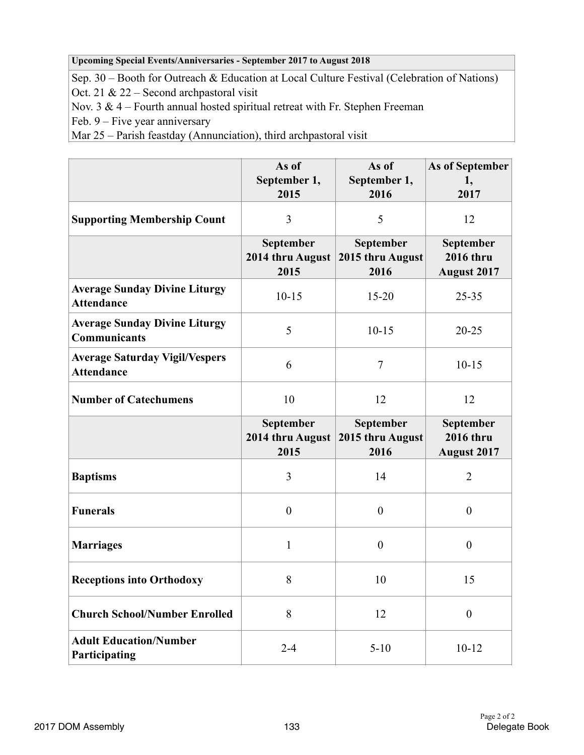| Upcoming Special Events/Anniversaries - September 2017 to August 2018 |
|---|
| Sep. 30 – Booth for Outreach & Education at Local Culture Festival (Celebration of Nations)<br>Oct. 21 & 22 – Second archpastoral visit<br>Nov. 3 & 4 – Fourth annual hosted spiritual retreat with Fr. Stephen Freeman<br>Feb. 9 – Five year anniversary<br>Mar 25 – Parish feastday (Annunciation), third archpastoral visit |

| | As of September 1, 2015 | As of September 1, 2016 | As of September 1, 2017 |
|---|---|---|---|
| **Supporting Membership Count** | 3 | 5 | 12 |
| | **September 2014 thru August 2015** | **September 2015 thru August 2016** | **September 2016 thru August 2017** |
| **Average Sunday Divine Liturgy Attendance** | 10-15 | 15-20 | 25-35 |
| **Average Sunday Divine Liturgy Communicants** | 5 | 10-15 | 20-25 |
| **Average Saturday Vigil/Vespers Attendance** | 6 | 7 | 10-15 |
| **Number of Catechumens** | 10 | 12 | 12 |
| | **September 2014 thru August 2015** | **September 2015 thru August 2016** | **September 2016 thru August 2017** |
| **Baptisms** | 3 | 14 | 2 |
| **Funerals** | 0 | 0 | 0 |
| **Marriages** | 1 | 0 | 0 |
| **Receptions into Orthodoxy** | 8 | 10 | 15 |
| **Church School/Number Enrolled** | 8 | 12 | 0 |
| **Adult Education/Number Participating** | 2-4 | 5-10 | 10-12 |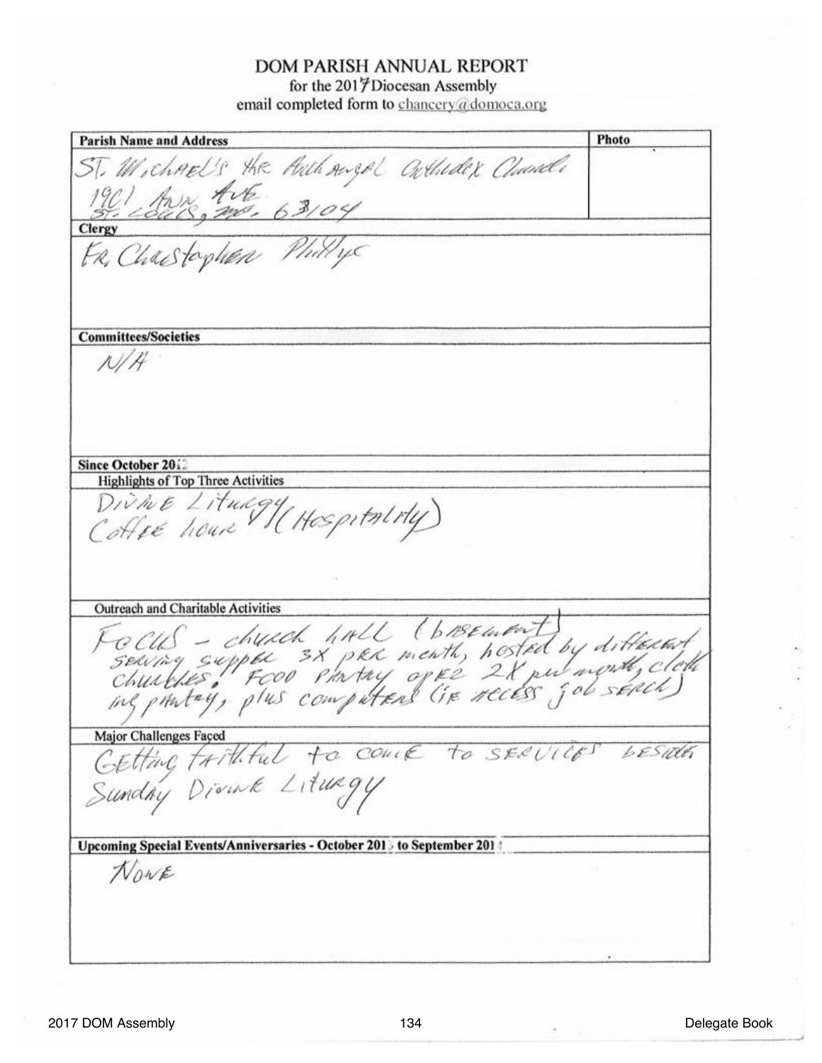# DOM PARISH ANNUAL REPORT

for the 2017 Diocesan Assembly

email completed form to chancery@domoca.org

| Parish Name and Address | Photo |
|---|---|
| St. Michael's the Archangel Orthodox Church<br>1901 Ann Ave.<br>St. Louis, MO. 63104 | |

**Clergy**

Fr. Christopher Phillips

**Committees/Societies**

N/A

**Since October 2016**

**Highlights of Top Three Activities**

Divine Liturgy
Coffee hour (Hospitality)

**Outreach and Charitable Activities**

FOCUS - church hall (basement) serving supper 3X per month, hosted by different churches. Food pantry open 2X per month, clothing pantry, plus computers (ie access job search)

**Major Challenges Faced**

Getting faithful to come to services besides Sunday Divine Liturgy

**Upcoming Special Events/Anniversaries - October 2017 to September 2018**

None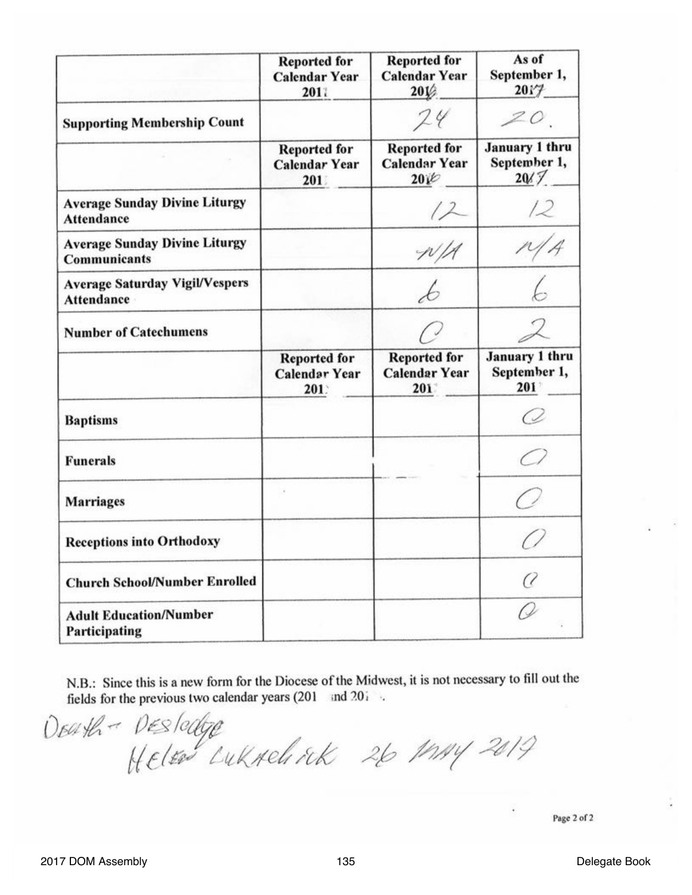| | Reported for Calendar Year 201 | Reported for Calendar Year 2016 | As of September 1, 2017 |
|---|---|---|---|
| **Supporting Membership Count** | | 24 | 20. |
| | **Reported for Calendar Year 201** | **Reported for Calendar Year 2016** | **January 1 thru September 1, 2017** |
| **Average Sunday Divine Liturgy Attendance** | | 12 | 12 |
| **Average Sunday Divine Liturgy Communicants** | | N/A | N/A |
| **Average Saturday Vigil/Vespers Attendance** | | 6 | 6 |
| **Number of Catechumens** | | 0 | 2 |
| | **Reported for Calendar Year 201** | **Reported for Calendar Year 201** | **January 1 thru September 1, 201** |
| **Baptisms** | | | 0 |
| **Funerals** | | | 0 |
| **Marriages** | | | 0 |
| **Receptions into Orthodoxy** | | | 0 |
| **Church School/Number Enrolled** | | | 0 |
| **Adult Education/Number Participating** | | | 0 |

N.B.: Since this is a new form for the Diocese of the Midwest, it is not necessary to fill out the fields for the previous two calendar years (201 and 201 ).

Death - Desledge
Helen Lukachick 26 May 2017